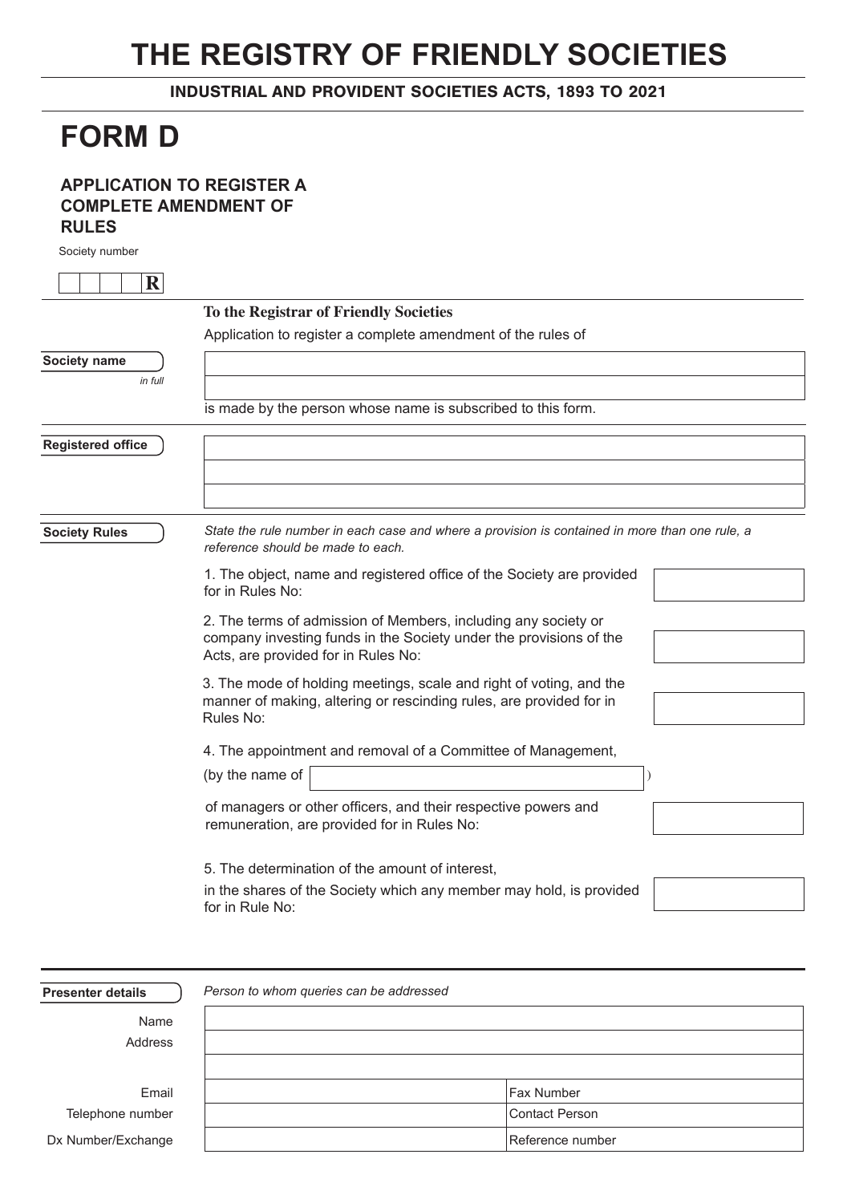# THE REGISTRY OF FRIENDLY SOCIETIES

**INDUSTRIAL AND PROVIDENT SOCIETIES ACTS, 1893 TO 2021**

# FORM D

### APPLICATION TO REGISTER A COMPLETE AMENDMENT OF RULES

Society number

| | | | | R |
|---|---|---|---|---|

**To the Registrar of Friendly Societies**

Application to register a complete amendment of the rules of

**Society name** *in full*

| |
|---|
| |

is made by the person whose name is subscribed to this form.

**Registered office**

| |
|---|
| |
| |

**Society Rules**

*State the rule number in each case and where a provision is contained in more than one rule, a reference should be made to each.*

1. The object, name and registered office of the Society are provided for in Rules No: \_\_\_\_\_\_\_\_

2. The terms of admission of Members, including any society or company investing funds in the Society under the provisions of the Acts, are provided for in Rules No: \_\_\_\_\_\_\_\_

3. The mode of holding meetings, scale and right of voting, and the manner of making, altering or rescinding rules, are provided for in Rules No: \_\_\_\_\_\_\_\_

4. The appointment and removal of a Committee of Management,

   (by the name of \_\_\_\_\_\_\_\_\_\_\_\_\_\_\_\_ )

   of managers or other officers, and their respective powers and remuneration, are provided for in Rules No: \_\_\_\_\_\_\_\_

5. The determination of the amount of interest,

   in the shares of the Society which any member may hold, is provided for in Rule No: \_\_\_\_\_\_\_\_

**Presenter details**

*Person to whom queries can be addressed*

| | | |
|---|---|---|
| Name | | |
| Address | | |
| | | |
| Email | | Fax Number |
| Telephone number | | Contact Person |
| Dx Number/Exchange | | Reference number |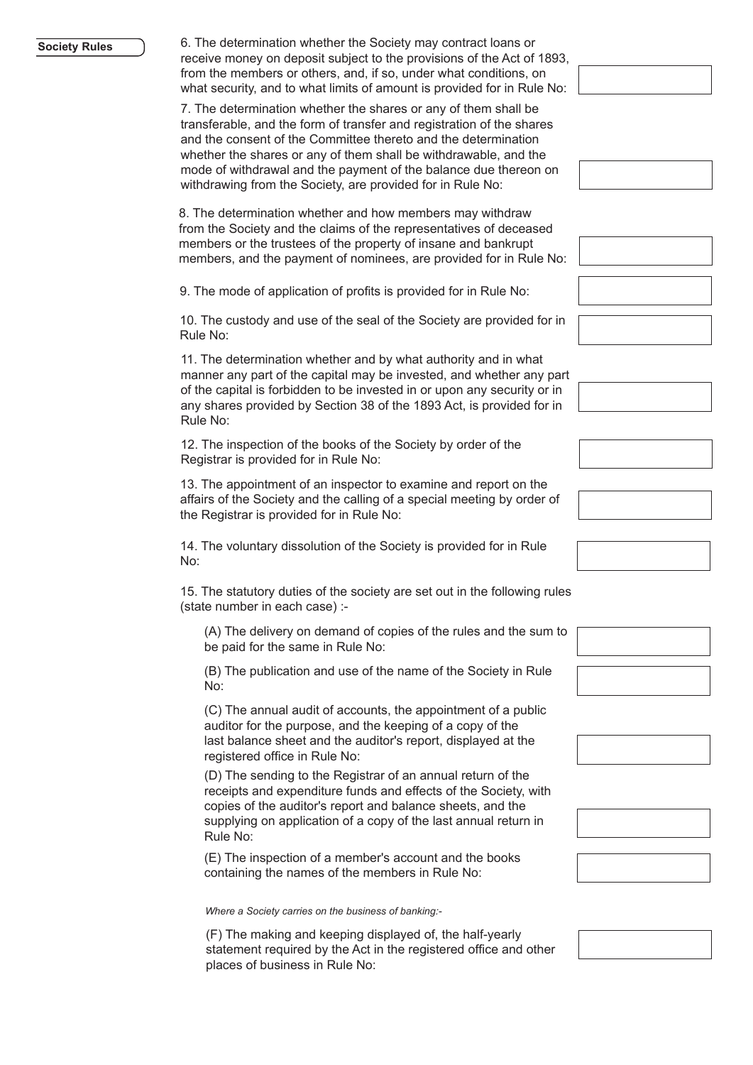**Society Rules**

6. The determination whether the Society may contract loans or receive money on deposit subject to the provisions of the Act of 1893, from the members or others, and, if so, under what conditions, on what security, and to what limits of amount is provided for in Rule No:

7. The determination whether the shares or any of them shall be transferable, and the form of transfer and registration of the shares and the consent of the Committee thereto and the determination whether the shares or any of them shall be withdrawable, and the mode of withdrawal and the payment of the balance due thereon on withdrawing from the Society, are provided for in Rule No:

8. The determination whether and how members may withdraw from the Society and the claims of the representatives of deceased members or the trustees of the property of insane and bankrupt members, and the payment of nominees, are provided for in Rule No:

9. The mode of application of profits is provided for in Rule No:

10. The custody and use of the seal of the Society are provided for in Rule No:

11. The determination whether and by what authority and in what manner any part of the capital may be invested, and whether any part of the capital is forbidden to be invested in or upon any security or in any shares provided by Section 38 of the 1893 Act, is provided for in Rule No:

12. The inspection of the books of the Society by order of the Registrar is provided for in Rule No:

13. The appointment of an inspector to examine and report on the affairs of the Society and the calling of a special meeting by order of the Registrar is provided for in Rule No:

14. The voluntary dissolution of the Society is provided for in Rule No:

15. The statutory duties of the society are set out in the following rules (state number in each case) :-

(A) The delivery on demand of copies of the rules and the sum to be paid for the same in Rule No:

(B) The publication and use of the name of the Society in Rule No:

(C) The annual audit of accounts, the appointment of a public auditor for the purpose, and the keeping of a copy of the last balance sheet and the auditor's report, displayed at the registered office in Rule No:

(D) The sending to the Registrar of an annual return of the receipts and expenditure funds and effects of the Society, with copies of the auditor's report and balance sheets, and the supplying on application of a copy of the last annual return in Rule No:

(E) The inspection of a member's account and the books containing the names of the members in Rule No:

*Where a Society carries on the business of banking:-*

(F) The making and keeping displayed of, the half-yearly statement required by the Act in the registered office and other places of business in Rule No: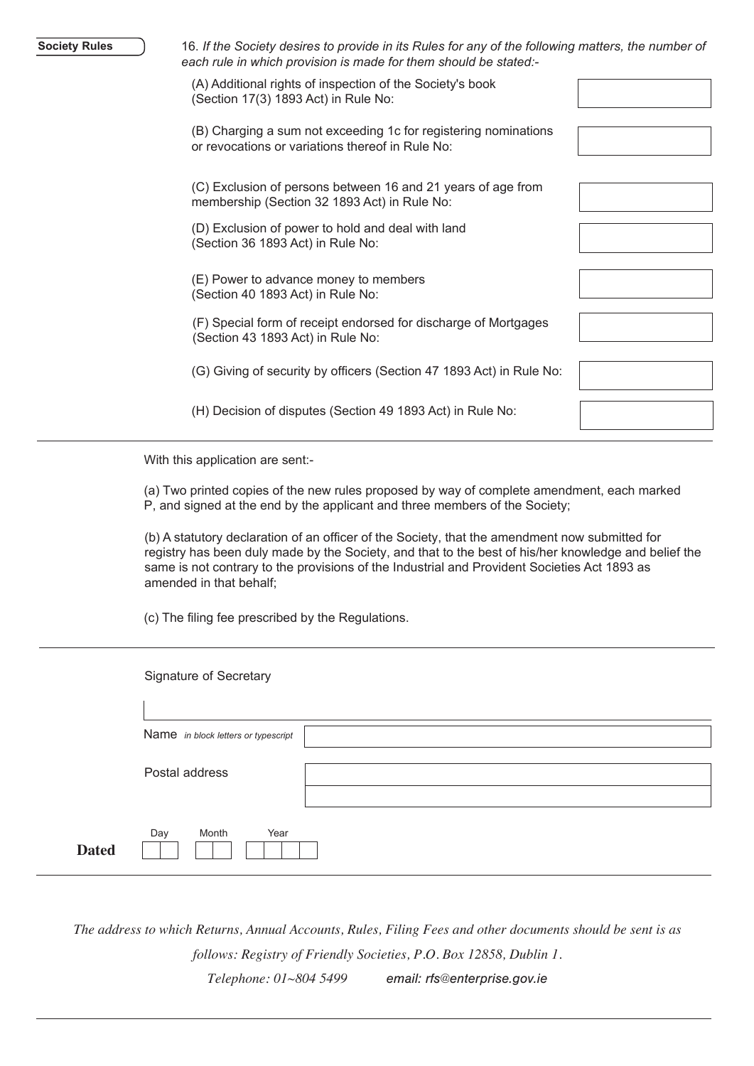**Society Rules**

16. *If the Society desires to provide in its Rules for any of the following matters, the number of each rule in which provision is made for them should be stated:-*

(A) Additional rights of inspection of the Society's book (Section 17(3) 1893 Act) in Rule No:

(B) Charging a sum not exceeding 1c for registering nominations or revocations or variations thereof in Rule No:

(C) Exclusion of persons between 16 and 21 years of age from membership (Section 32 1893 Act) in Rule No:

(D) Exclusion of power to hold and deal with land (Section 36 1893 Act) in Rule No:

(E) Power to advance money to members (Section 40 1893 Act) in Rule No:

(F) Special form of receipt endorsed for discharge of Mortgages (Section 43 1893 Act) in Rule No:

(G) Giving of security by officers (Section 47 1893 Act) in Rule No:

(H) Decision of disputes (Section 49 1893 Act) in Rule No:

---

With this application are sent:-

(a) Two printed copies of the new rules proposed by way of complete amendment, each marked P, and signed at the end by the applicant and three members of the Society;

(b) A statutory declaration of an officer of the Society, that the amendment now submitted for registry has been duly made by the Society, and that to the best of his/her knowledge and belief the same is not contrary to the provisions of the Industrial and Provident Societies Act 1893 as amended in that behalf;

(c) The filing fee prescribed by the Regulations.

---

Signature of Secretary

Name *in block letters or typescript*

Postal address

**Dated** Day Month Year

---

*The address to which Returns, Annual Accounts, Rules, Filing Fees and other documents should be sent is as follows: Registry of Friendly Societies, P.O. Box 12858, Dublin 1.*

*Telephone: 01~804 5499* *email: rfs@enterprise.gov.ie*